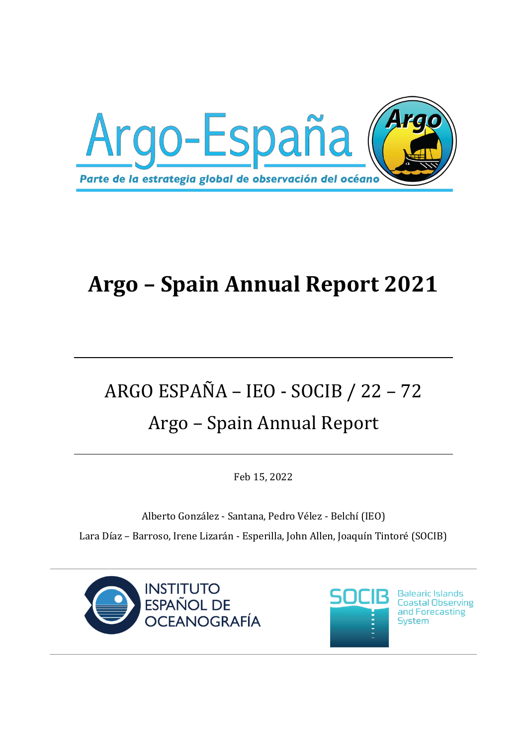Argo-España

*Parte de la estrategia global de observación del océano*

# Argo – Spain Annual Report 2021

ARGO ESPAÑA – IEO - SOCIB / 22 – 72

Argo – Spain Annual Report

Feb 15, 2022

Alberto González - Santana, Pedro Vélez - Belchí (IEO)

Lara Díaz – Barroso, Irene Lizarán - Esperilla, John Allen, Joaquín Tintoré (SOCIB)

INSTITUTO ESPAÑOL DE OCEANOGRAFÍA

SOCIB Balearic Islands Coastal Observing and Forecasting System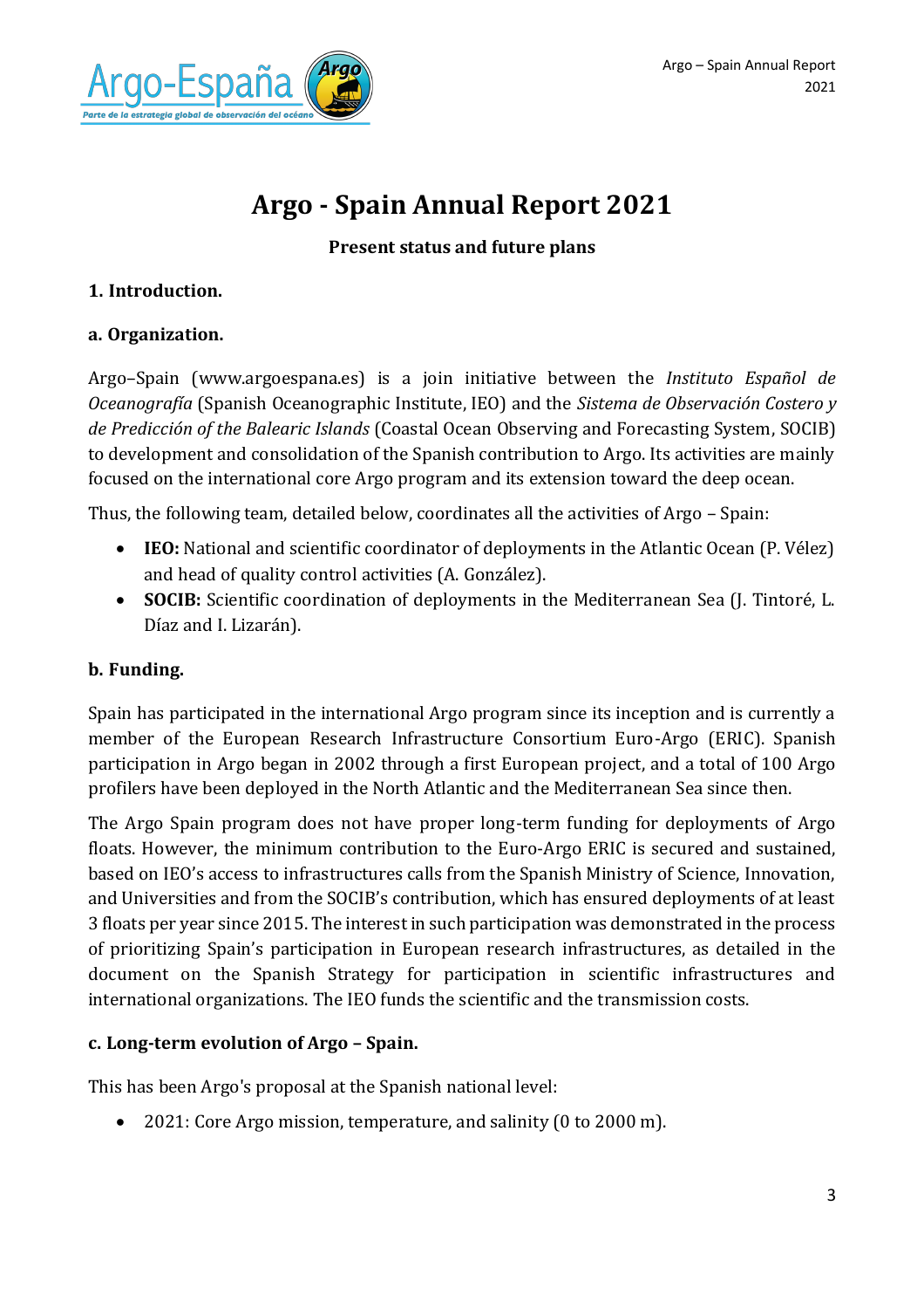# Argo - Spain Annual Report 2021

**Present status and future plans**

## 1. Introduction.

### a. Organization.

Argo–Spain (www.argoespana.es) is a join initiative between the *Instituto Español de Oceanografía* (Spanish Oceanographic Institute, IEO) and the *Sistema de Observación Costero y de Predicción of the Balearic Islands* (Coastal Ocean Observing and Forecasting System, SOCIB) to development and consolidation of the Spanish contribution to Argo. Its activities are mainly focused on the international core Argo program and its extension toward the deep ocean.

Thus, the following team, detailed below, coordinates all the activities of Argo – Spain:

- **IEO:** National and scientific coordinator of deployments in the Atlantic Ocean (P. Vélez) and head of quality control activities (A. González).
- **SOCIB:** Scientific coordination of deployments in the Mediterranean Sea (J. Tintoré, L. Díaz and I. Lizarán).

### b. Funding.

Spain has participated in the international Argo program since its inception and is currently a member of the European Research Infrastructure Consortium Euro-Argo (ERIC). Spanish participation in Argo began in 2002 through a first European project, and a total of 100 Argo profilers have been deployed in the North Atlantic and the Mediterranean Sea since then.

The Argo Spain program does not have proper long-term funding for deployments of Argo floats. However, the minimum contribution to the Euro-Argo ERIC is secured and sustained, based on IEO's access to infrastructures calls from the Spanish Ministry of Science, Innovation, and Universities and from the SOCIB's contribution, which has ensured deployments of at least 3 floats per year since 2015. The interest in such participation was demonstrated in the process of prioritizing Spain's participation in European research infrastructures, as detailed in the document on the Spanish Strategy for participation in scientific infrastructures and international organizations. The IEO funds the scientific and the transmission costs.

### c. Long-term evolution of Argo – Spain.

This has been Argo's proposal at the Spanish national level:

- 2021: Core Argo mission, temperature, and salinity (0 to 2000 m).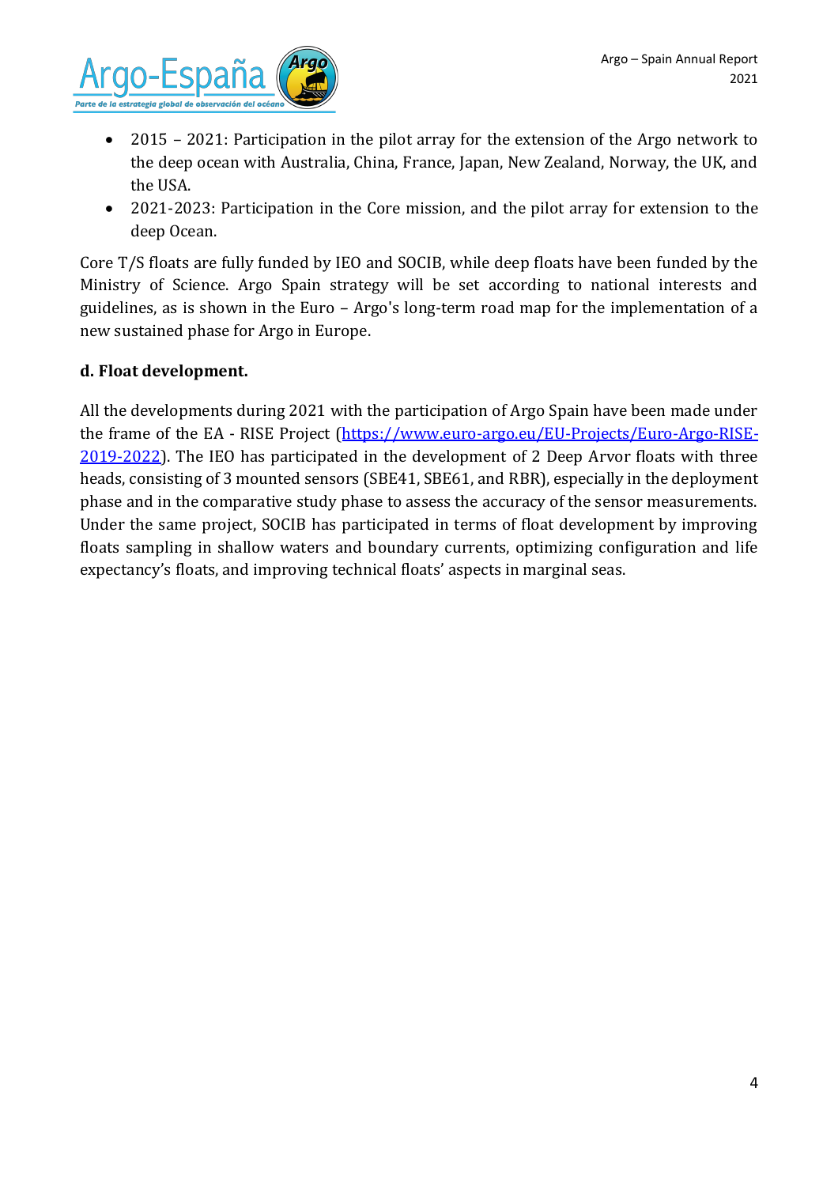- 2015 – 2021: Participation in the pilot array for the extension of the Argo network to the deep ocean with Australia, China, France, Japan, New Zealand, Norway, the UK, and the USA.
- 2021-2023: Participation in the Core mission, and the pilot array for extension to the deep Ocean.

Core T/S floats are fully funded by IEO and SOCIB, while deep floats have been funded by the Ministry of Science. Argo Spain strategy will be set according to national interests and guidelines, as is shown in the Euro – Argo's long-term road map for the implementation of a new sustained phase for Argo in Europe.

**d. Float development.**

All the developments during 2021 with the participation of Argo Spain have been made under the frame of the EA - RISE Project (https://www.euro-argo.eu/EU-Projects/Euro-Argo-RISE-2019-2022). The IEO has participated in the development of 2 Deep Arvor floats with three heads, consisting of 3 mounted sensors (SBE41, SBE61, and RBR), especially in the deployment phase and in the comparative study phase to assess the accuracy of the sensor measurements. Under the same project, SOCIB has participated in terms of float development by improving floats sampling in shallow waters and boundary currents, optimizing configuration and life expectancy's floats, and improving technical floats' aspects in marginal seas.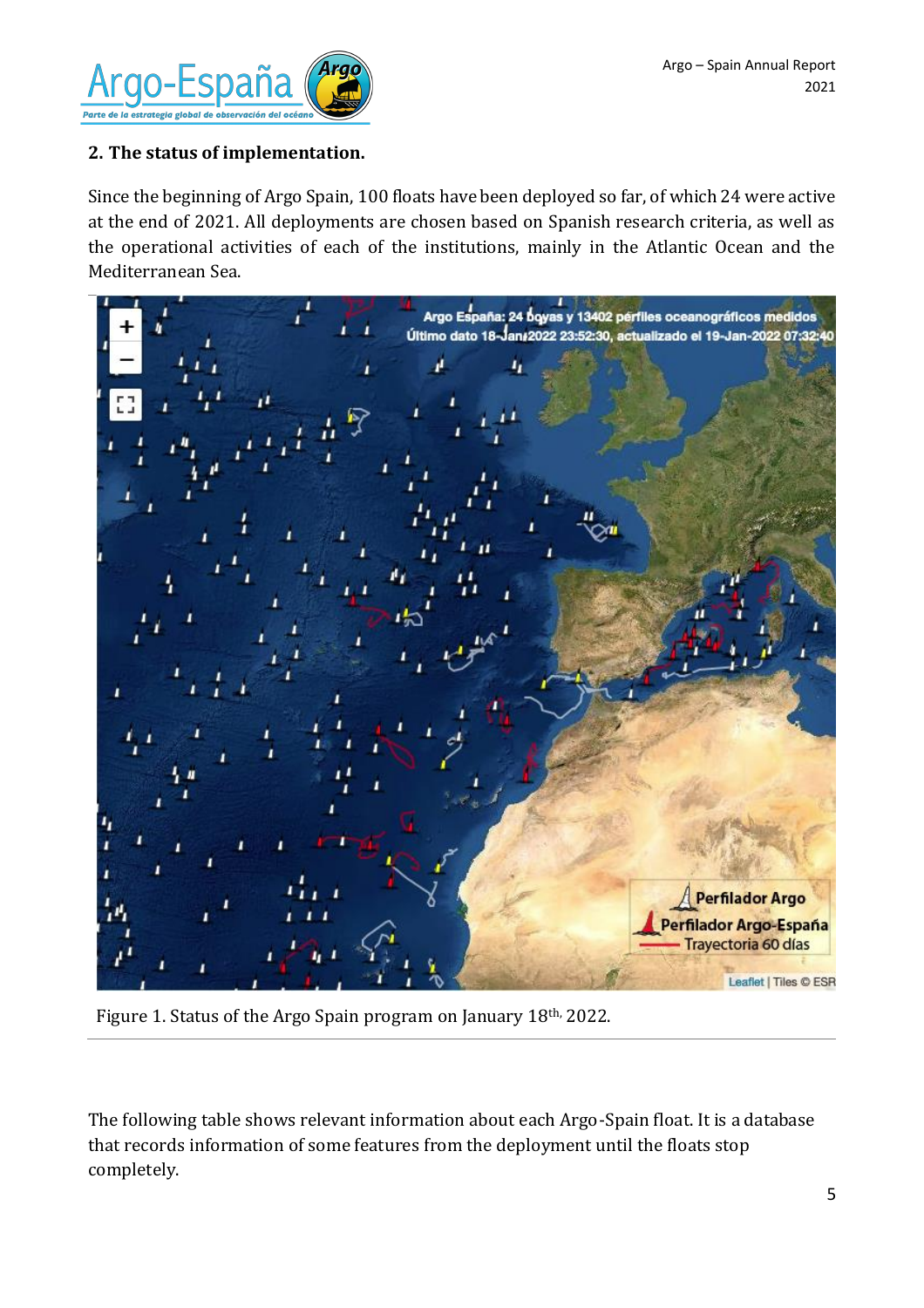## 2. The status of implementation.

Since the beginning of Argo Spain, 100 floats have been deployed so far, of which 24 were active at the end of 2021. All deployments are chosen based on Spanish research criteria, as well as the operational activities of each of the institutions, mainly in the Atlantic Ocean and the Mediterranean Sea.

Figure 1. Status of the Argo Spain program on January 18th, 2022.

The following table shows relevant information about each Argo-Spain float. It is a database that records information of some features from the deployment until the floats stop completely.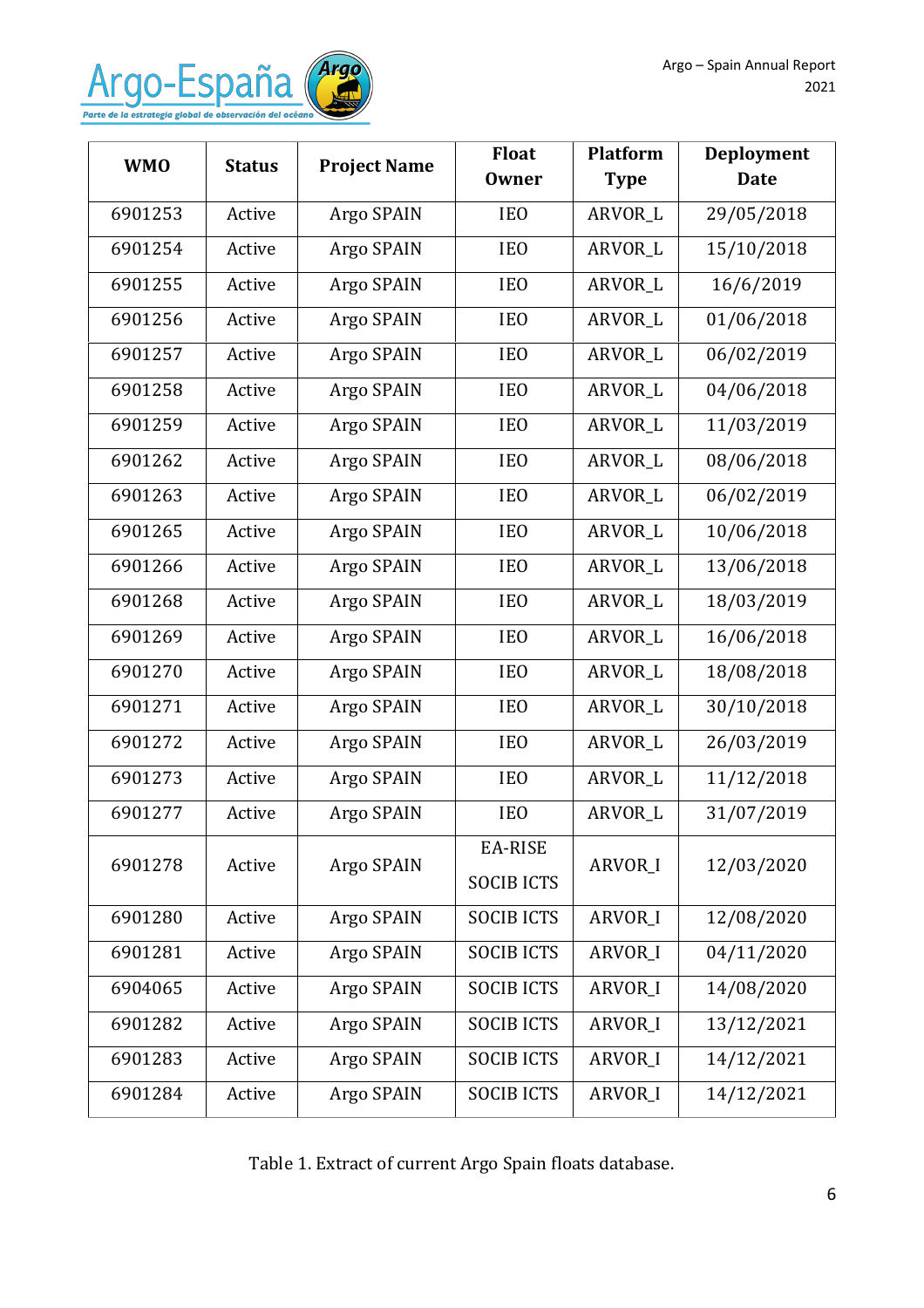| WMO | Status | Project Name | Float Owner | Platform Type | Deployment Date |
|---|---|---|---|---|---|
| 6901253 | Active | Argo SPAIN | IEO | ARVOR_L | 29/05/2018 |
| 6901254 | Active | Argo SPAIN | IEO | ARVOR_L | 15/10/2018 |
| 6901255 | Active | Argo SPAIN | IEO | ARVOR_L | 16/6/2019 |
| 6901256 | Active | Argo SPAIN | IEO | ARVOR_L | 01/06/2018 |
| 6901257 | Active | Argo SPAIN | IEO | ARVOR_L | 06/02/2019 |
| 6901258 | Active | Argo SPAIN | IEO | ARVOR_L | 04/06/2018 |
| 6901259 | Active | Argo SPAIN | IEO | ARVOR_L | 11/03/2019 |
| 6901262 | Active | Argo SPAIN | IEO | ARVOR_L | 08/06/2018 |
| 6901263 | Active | Argo SPAIN | IEO | ARVOR_L | 06/02/2019 |
| 6901265 | Active | Argo SPAIN | IEO | ARVOR_L | 10/06/2018 |
| 6901266 | Active | Argo SPAIN | IEO | ARVOR_L | 13/06/2018 |
| 6901268 | Active | Argo SPAIN | IEO | ARVOR_L | 18/03/2019 |
| 6901269 | Active | Argo SPAIN | IEO | ARVOR_L | 16/06/2018 |
| 6901270 | Active | Argo SPAIN | IEO | ARVOR_L | 18/08/2018 |
| 6901271 | Active | Argo SPAIN | IEO | ARVOR_L | 30/10/2018 |
| 6901272 | Active | Argo SPAIN | IEO | ARVOR_L | 26/03/2019 |
| 6901273 | Active | Argo SPAIN | IEO | ARVOR_L | 11/12/2018 |
| 6901277 | Active | Argo SPAIN | IEO | ARVOR_L | 31/07/2019 |
| 6901278 | Active | Argo SPAIN | EA-RISE SOCIB ICTS | ARVOR_I | 12/03/2020 |
| 6901280 | Active | Argo SPAIN | SOCIB ICTS | ARVOR_I | 12/08/2020 |
| 6901281 | Active | Argo SPAIN | SOCIB ICTS | ARVOR_I | 04/11/2020 |
| 6904065 | Active | Argo SPAIN | SOCIB ICTS | ARVOR_I | 14/08/2020 |
| 6901282 | Active | Argo SPAIN | SOCIB ICTS | ARVOR_I | 13/12/2021 |
| 6901283 | Active | Argo SPAIN | SOCIB ICTS | ARVOR_I | 14/12/2021 |
| 6901284 | Active | Argo SPAIN | SOCIB ICTS | ARVOR_I | 14/12/2021 |

Table 1. Extract of current Argo Spain floats database.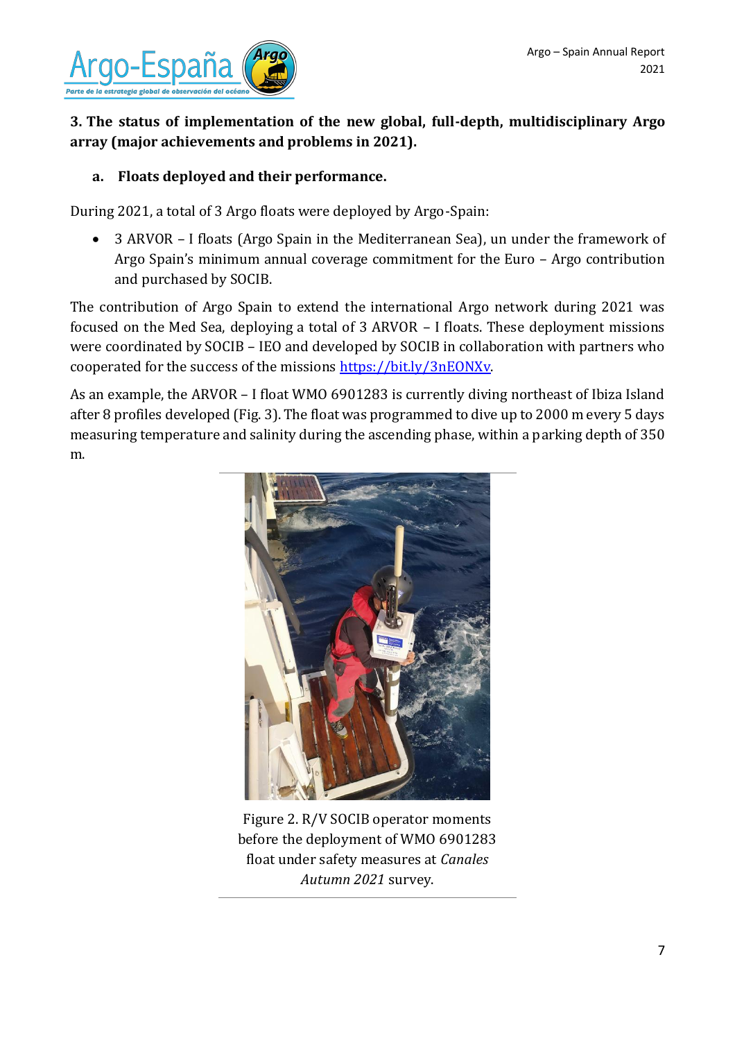## 3. The status of implementation of the new global, full-depth, multidisciplinary Argo array (major achievements and problems in 2021).

### a. Floats deployed and their performance.

During 2021, a total of 3 Argo floats were deployed by Argo-Spain:

- 3 ARVOR – I floats (Argo Spain in the Mediterranean Sea), un under the framework of Argo Spain's minimum annual coverage commitment for the Euro – Argo contribution and purchased by SOCIB.

The contribution of Argo Spain to extend the international Argo network during 2021 was focused on the Med Sea, deploying a total of 3 ARVOR – I floats. These deployment missions were coordinated by SOCIB – IEO and developed by SOCIB in collaboration with partners who cooperated for the success of the missions [https://bit.ly/3nEONXv](https://bit.ly/3nEONXv).

As an example, the ARVOR – I float WMO 6901283 is currently diving northeast of Ibiza Island after 8 profiles developed (Fig. 3). The float was programmed to dive up to 2000 m every 5 days measuring temperature and salinity during the ascending phase, within a parking depth of 350 m.

Figure 2. R/V SOCIB operator moments before the deployment of WMO 6901283 float under safety measures at *Canales Autumn 2021* survey.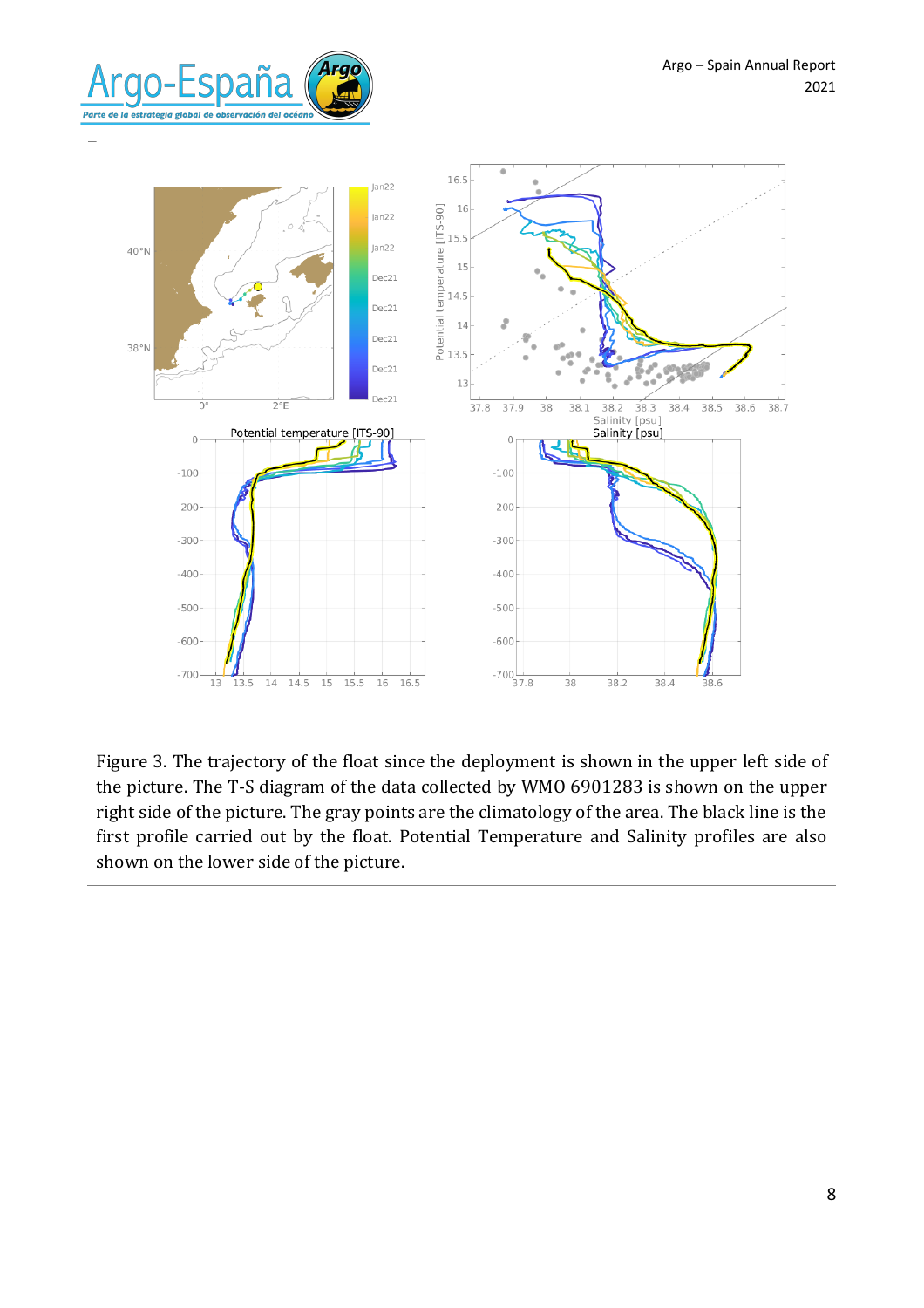Figure 3. The trajectory of the float since the deployment is shown in the upper left side of the picture. The T-S diagram of the data collected by WMO 6901283 is shown on the upper right side of the picture. The gray points are the climatology of the area. The black line is the first profile carried out by the float. Potential Temperature and Salinity profiles are also shown on the lower side of the picture.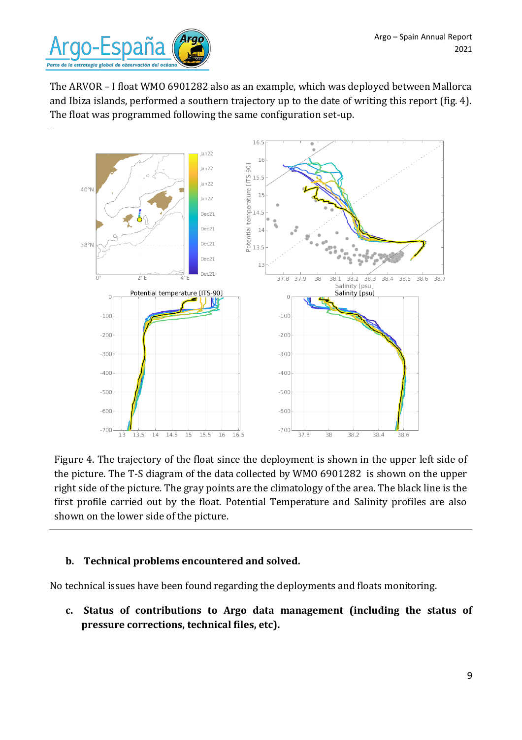The ARVOR – I float WMO 6901282 also as an example, which was deployed between Mallorca and Ibiza islands, performed a southern trajectory up to the date of writing this report (fig. 4). The float was programmed following the same configuration set-up.

Figure 4. The trajectory of the float since the deployment is shown in the upper left side of the picture. The T-S diagram of the data collected by WMO 6901282 is shown on the upper right side of the picture. The gray points are the climatology of the area. The black line is the first profile carried out by the float. Potential Temperature and Salinity profiles are also shown on the lower side of the picture.

---

**b. Technical problems encountered and solved.**

No technical issues have been found regarding the deployments and floats monitoring.

**c. Status of contributions to Argo data management (including the status of pressure corrections, technical files, etc).**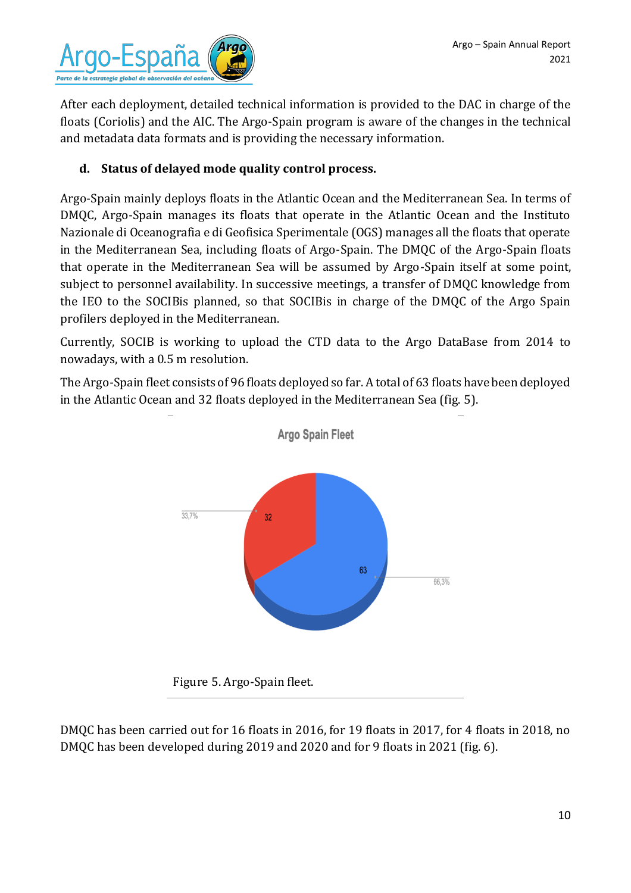After each deployment, detailed technical information is provided to the DAC in charge of the floats (Coriolis) and the AIC. The Argo-Spain program is aware of the changes in the technical and metadata data formats and is providing the necessary information.

## d. Status of delayed mode quality control process.

Argo-Spain mainly deploys floats in the Atlantic Ocean and the Mediterranean Sea. In terms of DMQC, Argo-Spain manages its floats that operate in the Atlantic Ocean and the Instituto Nazionale di Oceanografia e di Geofisica Sperimentale (OGS) manages all the floats that operate in the Mediterranean Sea, including floats of Argo-Spain. The DMQC of the Argo-Spain floats that operate in the Mediterranean Sea will be assumed by Argo-Spain itself at some point, subject to personnel availability. In successive meetings, a transfer of DMQC knowledge from the IEO to the SOCIBis planned, so that SOCIBis in charge of the DMQC of the Argo Spain profilers deployed in the Mediterranean.

Currently, SOCIB is working to upload the CTD data to the Argo DataBase from 2014 to nowadays, with a 0.5 m resolution.

The Argo-Spain fleet consists of 96 floats deployed so far. A total of 63 floats have been deployed in the Atlantic Ocean and 32 floats deployed in the Mediterranean Sea (fig. 5).

Argo Spain Fleet

32 — 33,7%

63 — 66,3%

Figure 5. Argo-Spain fleet.

DMQC has been carried out for 16 floats in 2016, for 19 floats in 2017, for 4 floats in 2018, no DMQC has been developed during 2019 and 2020 and for 9 floats in 2021 (fig. 6).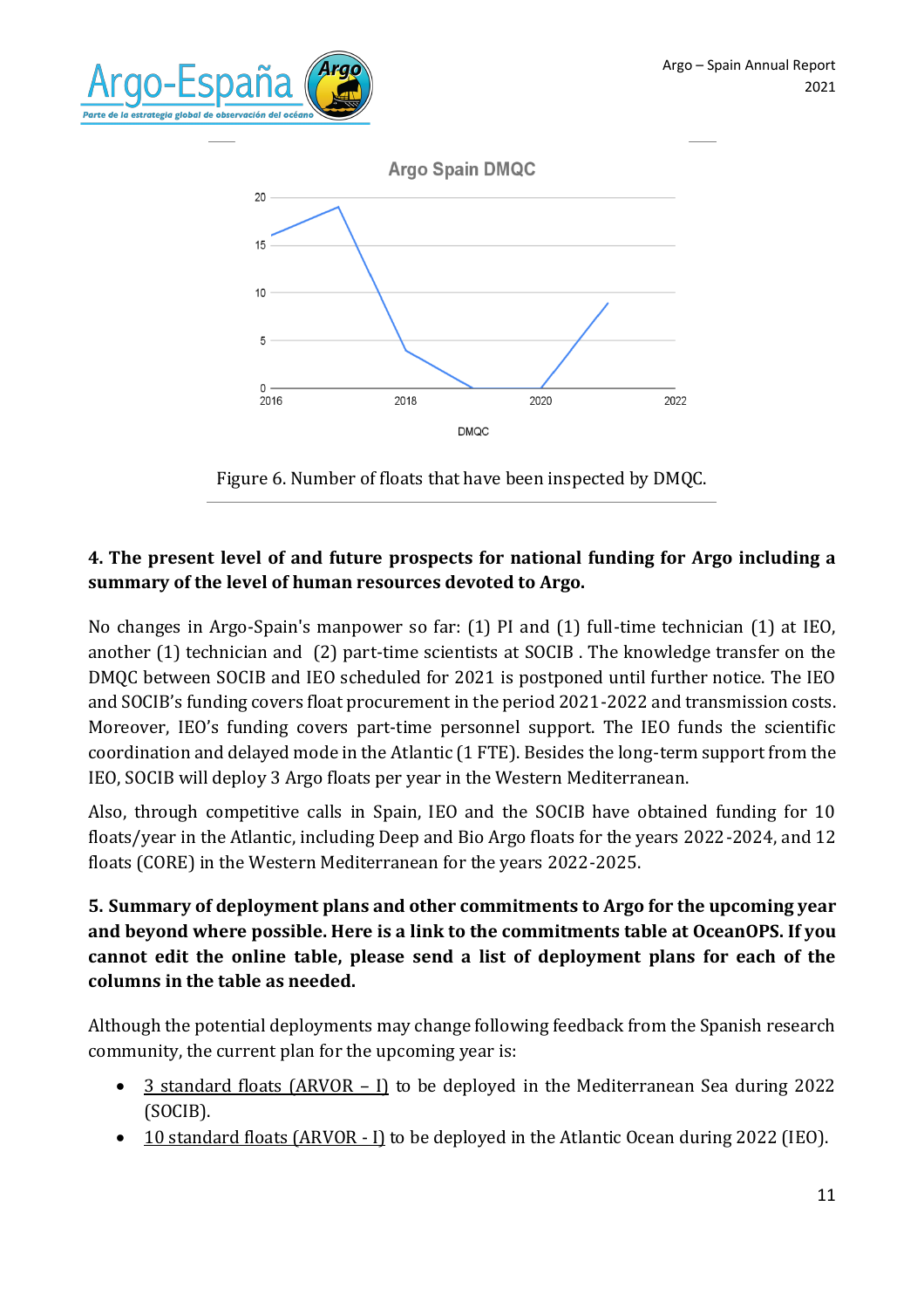Figure 6. Number of floats that have been inspected by DMQC.

**4. The present level of and future prospects for national funding for Argo including a summary of the level of human resources devoted to Argo.**

No changes in Argo-Spain's manpower so far: (1) PI and (1) full-time technician (1) at IEO, another (1) technician and (2) part-time scientists at SOCIB . The knowledge transfer on the DMQC between SOCIB and IEO scheduled for 2021 is postponed until further notice. The IEO and SOCIB's funding covers float procurement in the period 2021-2022 and transmission costs. Moreover, IEO's funding covers part-time personnel support. The IEO funds the scientific coordination and delayed mode in the Atlantic (1 FTE). Besides the long-term support from the IEO, SOCIB will deploy 3 Argo floats per year in the Western Mediterranean.

Also, through competitive calls in Spain, IEO and the SOCIB have obtained funding for 10 floats/year in the Atlantic, including Deep and Bio Argo floats for the years 2022-2024, and 12 floats (CORE) in the Western Mediterranean for the years 2022-2025.

**5. Summary of deployment plans and other commitments to Argo for the upcoming year and beyond where possible. Here is a link to the commitments table at OceanOPS. If you cannot edit the online table, please send a list of deployment plans for each of the columns in the table as needed.**

Although the potential deployments may change following feedback from the Spanish research community, the current plan for the upcoming year is:

- 3 standard floats (ARVOR – I) to be deployed in the Mediterranean Sea during 2022 (SOCIB).
- 10 standard floats (ARVOR - I) to be deployed in the Atlantic Ocean during 2022 (IEO).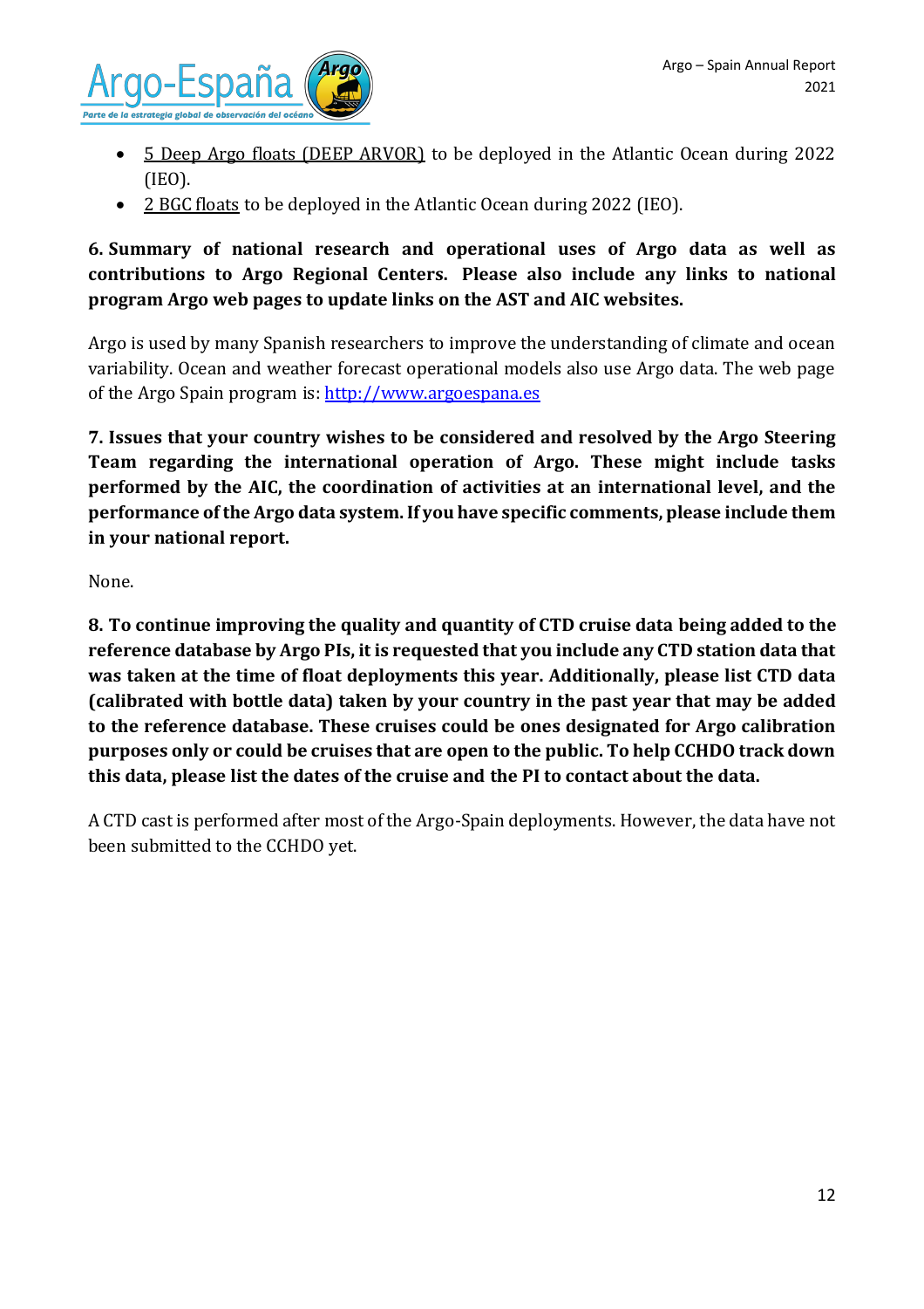- 5 Deep Argo floats (DEEP ARVOR) to be deployed in the Atlantic Ocean during 2022 (IEO).
- 2 BGC floats to be deployed in the Atlantic Ocean during 2022 (IEO).

**6. Summary of national research and operational uses of Argo data as well as contributions to Argo Regional Centers. Please also include any links to national program Argo web pages to update links on the AST and AIC websites.**

Argo is used by many Spanish researchers to improve the understanding of climate and ocean variability. Ocean and weather forecast operational models also use Argo data. The web page of the Argo Spain program is: [http://www.argoespana.es](http://www.argoespana.es)

**7. Issues that your country wishes to be considered and resolved by the Argo Steering Team regarding the international operation of Argo. These might include tasks performed by the AIC, the coordination of activities at an international level, and the performance of the Argo data system. If you have specific comments, please include them in your national report.**

None.

**8. To continue improving the quality and quantity of CTD cruise data being added to the reference database by Argo PIs, it is requested that you include any CTD station data that was taken at the time of float deployments this year. Additionally, please list CTD data (calibrated with bottle data) taken by your country in the past year that may be added to the reference database. These cruises could be ones designated for Argo calibration purposes only or could be cruises that are open to the public. To help CCHDO track down this data, please list the dates of the cruise and the PI to contact about the data.**

A CTD cast is performed after most of the Argo-Spain deployments. However, the data have not been submitted to the CCHDO yet.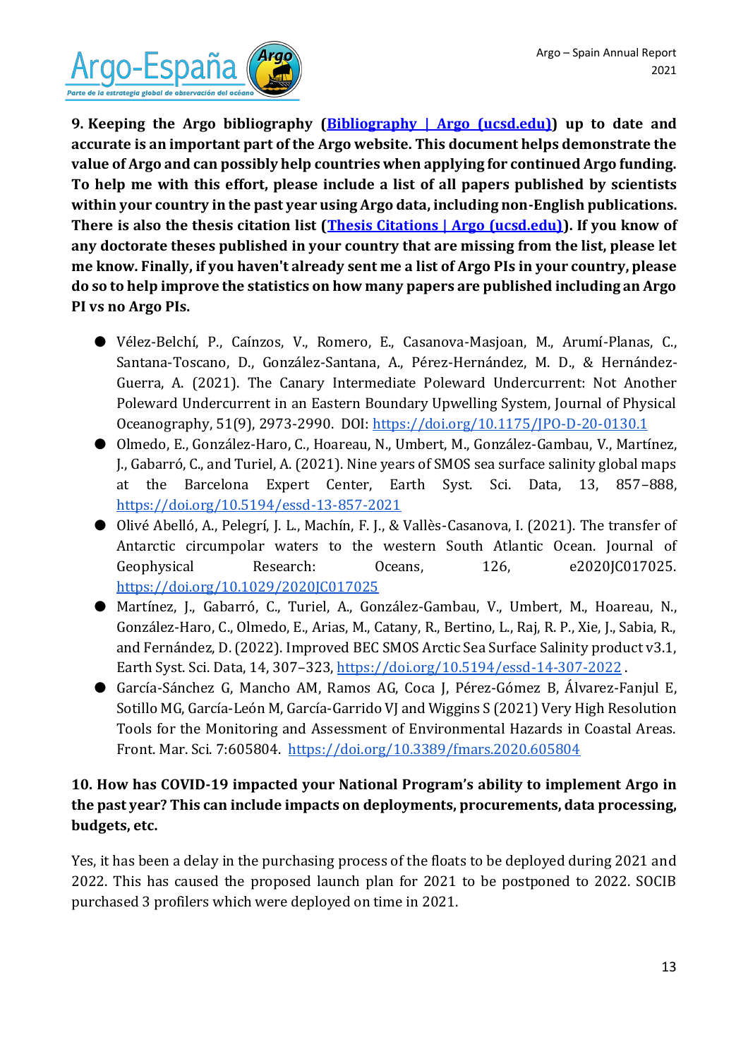**9. Keeping the Argo bibliography ([Bibliography | Argo (ucsd.edu)]) up to date and accurate is an important part of the Argo website. This document helps demonstrate the value of Argo and can possibly help countries when applying for continued Argo funding. To help me with this effort, please include a list of all papers published by scientists within your country in the past year using Argo data, including non-English publications. There is also the thesis citation list ([Thesis Citations | Argo (ucsd.edu)]). If you know of any doctorate theses published in your country that are missing from the list, please let me know. Finally, if you haven't already sent me a list of Argo PIs in your country, please do so to help improve the statistics on how many papers are published including an Argo PI vs no Argo PIs.**

- Vélez-Belchí, P., Caínzos, V., Romero, E., Casanova-Masjoan, M., Arumí-Planas, C., Santana-Toscano, D., González-Santana, A., Pérez-Hernández, M. D., & Hernández-Guerra, A. (2021). The Canary Intermediate Poleward Undercurrent: Not Another Poleward Undercurrent in an Eastern Boundary Upwelling System, Journal of Physical Oceanography, 51(9), 2973-2990. DOI: https://doi.org/10.1175/JPO-D-20-0130.1
- Olmedo, E., González-Haro, C., Hoareau, N., Umbert, M., González-Gambau, V., Martínez, J., Gabarró, C., and Turiel, A. (2021). Nine years of SMOS sea surface salinity global maps at the Barcelona Expert Center, Earth Syst. Sci. Data, 13, 857–888, https://doi.org/10.5194/essd-13-857-2021
- Olivé Abelló, A., Pelegrí, J. L., Machín, F. J., & Vallès-Casanova, I. (2021). The transfer of Antarctic circumpolar waters to the western South Atlantic Ocean. Journal of Geophysical Research: Oceans, 126, e2020JC017025. https://doi.org/10.1029/2020JC017025
- Martínez, J., Gabarró, C., Turiel, A., González-Gambau, V., Umbert, M., Hoareau, N., González-Haro, C., Olmedo, E., Arias, M., Catany, R., Bertino, L., Raj, R. P., Xie, J., Sabia, R., and Fernández, D. (2022). Improved BEC SMOS Arctic Sea Surface Salinity product v3.1, Earth Syst. Sci. Data, 14, 307–323, https://doi.org/10.5194/essd-14-307-2022 .
- García-Sánchez G, Mancho AM, Ramos AG, Coca J, Pérez-Gómez B, Álvarez-Fanjul E, Sotillo MG, García-León M, García-Garrido VJ and Wiggins S (2021) Very High Resolution Tools for the Monitoring and Assessment of Environmental Hazards in Coastal Areas. Front. Mar. Sci. 7:605804. https://doi.org/10.3389/fmars.2020.605804

**10. How has COVID-19 impacted your National Program's ability to implement Argo in the past year? This can include impacts on deployments, procurements, data processing, budgets, etc.**

Yes, it has been a delay in the purchasing process of the floats to be deployed during 2021 and 2022. This has caused the proposed launch plan for 2021 to be postponed to 2022. SOCIB purchased 3 profilers which were deployed on time in 2021.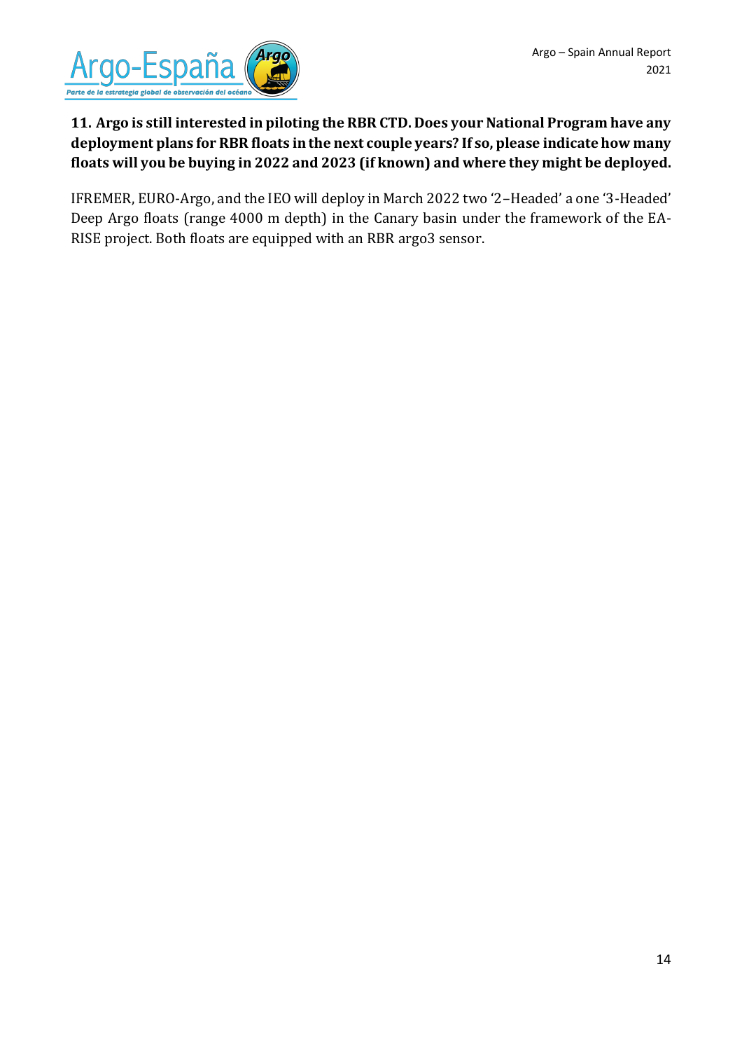**11. Argo is still interested in piloting the RBR CTD. Does your National Program have any deployment plans for RBR floats in the next couple years? If so, please indicate how many floats will you be buying in 2022 and 2023 (if known) and where they might be deployed.**

IFREMER, EURO-Argo, and the IEO will deploy in March 2022 two '2–Headed' a one '3-Headed' Deep Argo floats (range 4000 m depth) in the Canary basin under the framework of the EA-RISE project. Both floats are equipped with an RBR argo3 sensor.